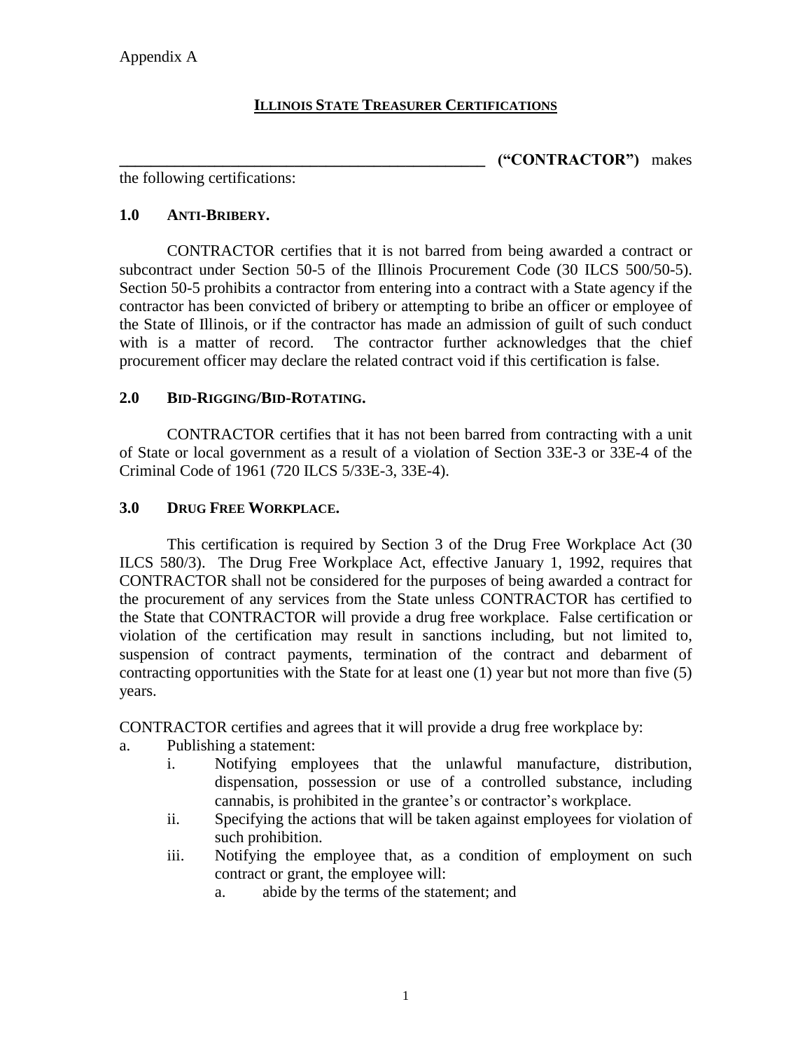Appendix A

## ILLINOIS STATE TREASURER CERTIFICATIONS

**_______________________________________________ ("CONTRACTOR")** makes the following certifications:

### 1.0 ANTI-BRIBERY.

CONTRACTOR certifies that it is not barred from being awarded a contract or subcontract under Section 50-5 of the Illinois Procurement Code (30 ILCS 500/50-5). Section 50-5 prohibits a contractor from entering into a contract with a State agency if the contractor has been convicted of bribery or attempting to bribe an officer or employee of the State of Illinois, or if the contractor has made an admission of guilt of such conduct with is a matter of record. The contractor further acknowledges that the chief procurement officer may declare the related contract void if this certification is false.

### 2.0 BID-RIGGING/BID-ROTATING.

CONTRACTOR certifies that it has not been barred from contracting with a unit of State or local government as a result of a violation of Section 33E-3 or 33E-4 of the Criminal Code of 1961 (720 ILCS 5/33E-3, 33E-4).

### 3.0 DRUG FREE WORKPLACE.

This certification is required by Section 3 of the Drug Free Workplace Act (30 ILCS 580/3). The Drug Free Workplace Act, effective January 1, 1992, requires that CONTRACTOR shall not be considered for the purposes of being awarded a contract for the procurement of any services from the State unless CONTRACTOR has certified to the State that CONTRACTOR will provide a drug free workplace. False certification or violation of the certification may result in sanctions including, but not limited to, suspension of contract payments, termination of the contract and debarment of contracting opportunities with the State for at least one (1) year but not more than five (5) years.

CONTRACTOR certifies and agrees that it will provide a drug free workplace by:

a. Publishing a statement:
   - i. Notifying employees that the unlawful manufacture, distribution, dispensation, possession or use of a controlled substance, including cannabis, is prohibited in the grantee's or contractor's workplace.
   - ii. Specifying the actions that will be taken against employees for violation of such prohibition.
   - iii. Notifying the employee that, as a condition of employment on such contract or grant, the employee will:
     - a. abide by the terms of the statement; and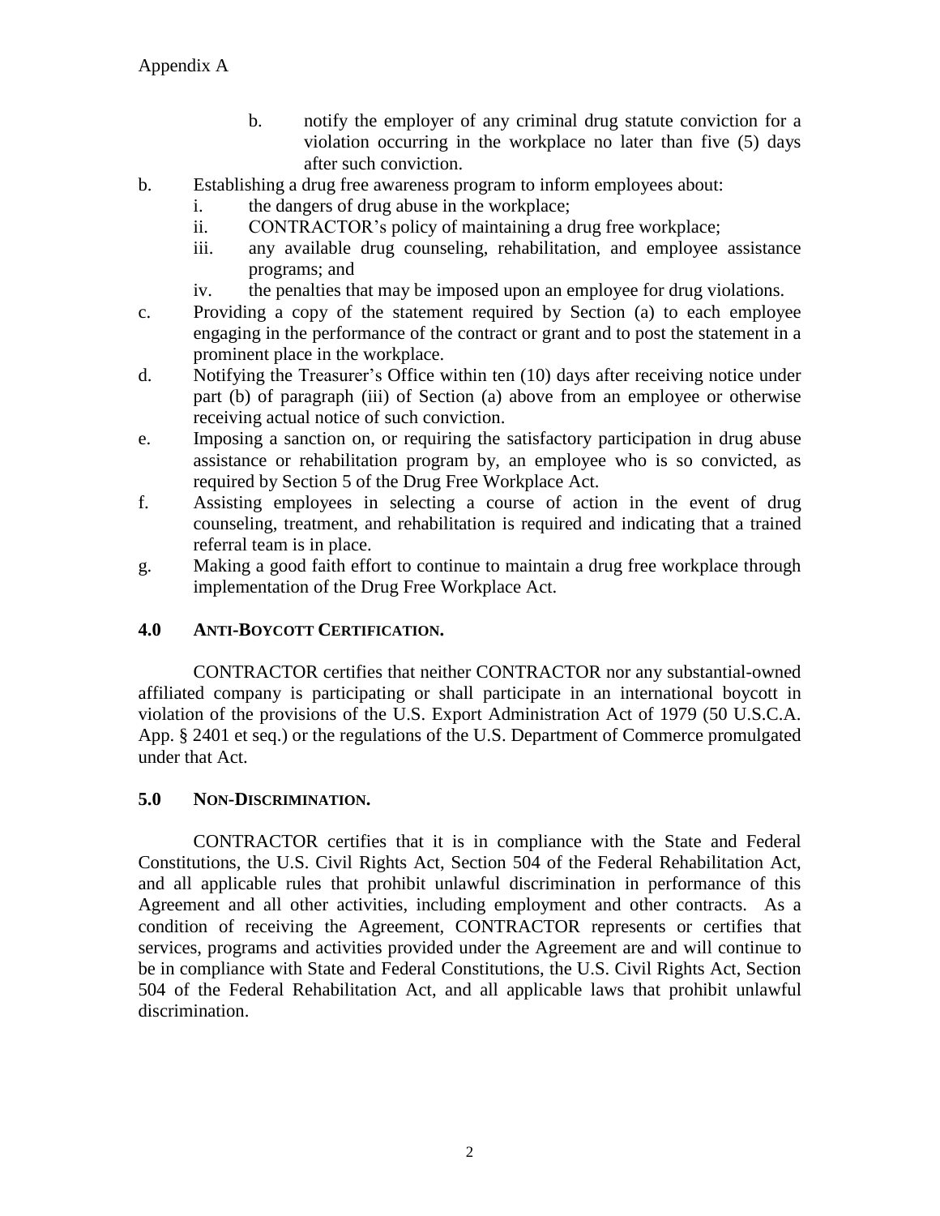Appendix A

> b. notify the employer of any criminal drug statute conviction for a violation occurring in the workplace no later than five (5) days after such conviction.

b. Establishing a drug free awareness program to inform employees about:
   i. the dangers of drug abuse in the workplace;
   ii. CONTRACTOR's policy of maintaining a drug free workplace;
   iii. any available drug counseling, rehabilitation, and employee assistance programs; and
   iv. the penalties that may be imposed upon an employee for drug violations.

c. Providing a copy of the statement required by Section (a) to each employee engaging in the performance of the contract or grant and to post the statement in a prominent place in the workplace.

d. Notifying the Treasurer's Office within ten (10) days after receiving notice under part (b) of paragraph (iii) of Section (a) above from an employee or otherwise receiving actual notice of such conviction.

e. Imposing a sanction on, or requiring the satisfactory participation in drug abuse assistance or rehabilitation program by, an employee who is so convicted, as required by Section 5 of the Drug Free Workplace Act.

f. Assisting employees in selecting a course of action in the event of drug counseling, treatment, and rehabilitation is required and indicating that a trained referral team is in place.

g. Making a good faith effort to continue to maintain a drug free workplace through implementation of the Drug Free Workplace Act.

## 4.0 ANTI-BOYCOTT CERTIFICATION.

CONTRACTOR certifies that neither CONTRACTOR nor any substantial-owned affiliated company is participating or shall participate in an international boycott in violation of the provisions of the U.S. Export Administration Act of 1979 (50 U.S.C.A. App. § 2401 et seq.) or the regulations of the U.S. Department of Commerce promulgated under that Act.

## 5.0 NON-DISCRIMINATION.

CONTRACTOR certifies that it is in compliance with the State and Federal Constitutions, the U.S. Civil Rights Act, Section 504 of the Federal Rehabilitation Act, and all applicable rules that prohibit unlawful discrimination in performance of this Agreement and all other activities, including employment and other contracts. As a condition of receiving the Agreement, CONTRACTOR represents or certifies that services, programs and activities provided under the Agreement are and will continue to be in compliance with State and Federal Constitutions, the U.S. Civil Rights Act, Section 504 of the Federal Rehabilitation Act, and all applicable laws that prohibit unlawful discrimination.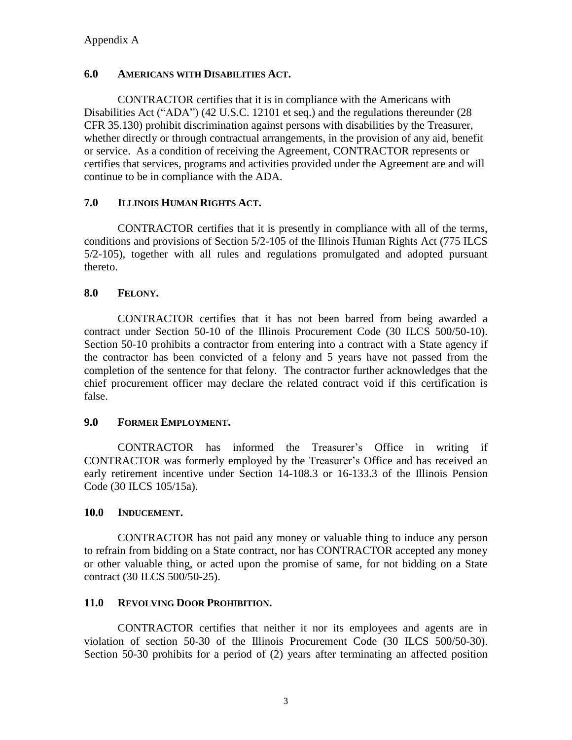Appendix A

### 6.0 AMERICANS WITH DISABILITIES ACT.

CONTRACTOR certifies that it is in compliance with the Americans with Disabilities Act ("ADA") (42 U.S.C. 12101 et seq.) and the regulations thereunder (28 CFR 35.130) prohibit discrimination against persons with disabilities by the Treasurer, whether directly or through contractual arrangements, in the provision of any aid, benefit or service. As a condition of receiving the Agreement, CONTRACTOR represents or certifies that services, programs and activities provided under the Agreement are and will continue to be in compliance with the ADA.

### 7.0 ILLINOIS HUMAN RIGHTS ACT.

CONTRACTOR certifies that it is presently in compliance with all of the terms, conditions and provisions of Section 5/2-105 of the Illinois Human Rights Act (775 ILCS 5/2-105), together with all rules and regulations promulgated and adopted pursuant thereto.

### 8.0 FELONY.

CONTRACTOR certifies that it has not been barred from being awarded a contract under Section 50-10 of the Illinois Procurement Code (30 ILCS 500/50-10). Section 50-10 prohibits a contractor from entering into a contract with a State agency if the contractor has been convicted of a felony and 5 years have not passed from the completion of the sentence for that felony. The contractor further acknowledges that the chief procurement officer may declare the related contract void if this certification is false.

### 9.0 FORMER EMPLOYMENT.

CONTRACTOR has informed the Treasurer's Office in writing if CONTRACTOR was formerly employed by the Treasurer's Office and has received an early retirement incentive under Section 14-108.3 or 16-133.3 of the Illinois Pension Code (30 ILCS 105/15a).

### 10.0 INDUCEMENT.

CONTRACTOR has not paid any money or valuable thing to induce any person to refrain from bidding on a State contract, nor has CONTRACTOR accepted any money or other valuable thing, or acted upon the promise of same, for not bidding on a State contract (30 ILCS 500/50-25).

### 11.0 REVOLVING DOOR PROHIBITION.

CONTRACTOR certifies that neither it nor its employees and agents are in violation of section 50-30 of the Illinois Procurement Code (30 ILCS 500/50-30). Section 50-30 prohibits for a period of (2) years after terminating an affected position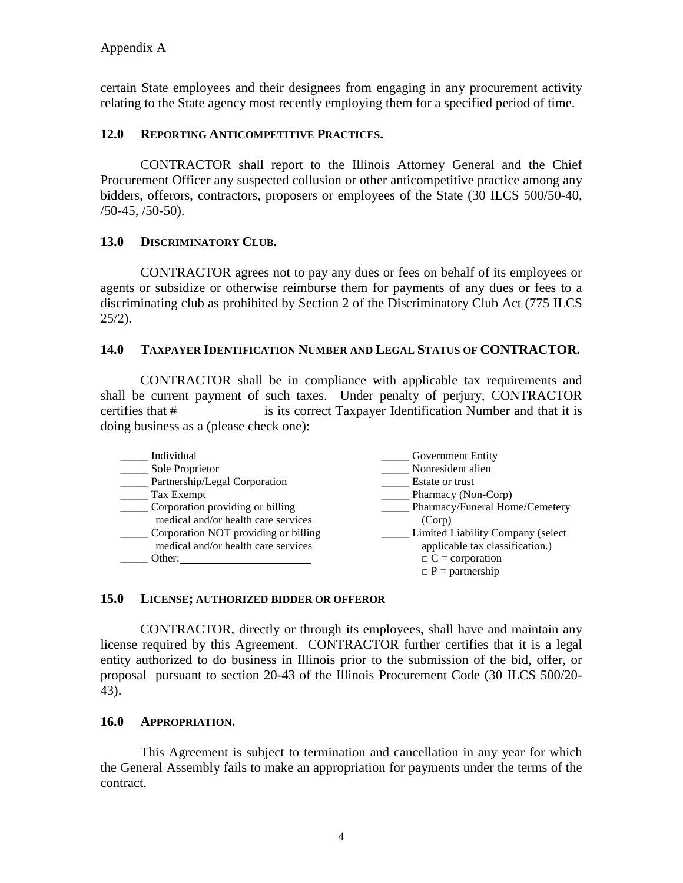certain State employees and their designees from engaging in any procurement activity relating to the State agency most recently employing them for a specified period of time.

### 12.0 REPORTING ANTICOMPETITIVE PRACTICES.

CONTRACTOR shall report to the Illinois Attorney General and the Chief Procurement Officer any suspected collusion or other anticompetitive practice among any bidders, offerors, contractors, proposers or employees of the State (30 ILCS 500/50-40, /50-45, /50-50).

### 13.0 DISCRIMINATORY CLUB.

CONTRACTOR agrees not to pay any dues or fees on behalf of its employees or agents or subsidize or otherwise reimburse them for payments of any dues or fees to a discriminating club as prohibited by Section 2 of the Discriminatory Club Act (775 ILCS 25/2).

### 14.0 TAXPAYER IDENTIFICATION NUMBER AND LEGAL STATUS OF CONTRACTOR.

CONTRACTOR shall be in compliance with applicable tax requirements and shall be current payment of such taxes. Under penalty of perjury, CONTRACTOR certifies that #____________ is its correct Taxpayer Identification Number and that it is doing business as a (please check one):

_____ Individual
_____ Sole Proprietor
_____ Partnership/Legal Corporation
_____ Tax Exempt
_____ Corporation providing or billing medical and/or health care services
_____ Corporation NOT providing or billing medical and/or health care services
_____ Other: ______________________
_____ Government Entity
_____ Nonresident alien
_____ Estate or trust
_____ Pharmacy (Non-Corp)
_____ Pharmacy/Funeral Home/Cemetery (Corp)
_____ Limited Liability Company (select applicable tax classification.)
□ C = corporation
□ P = partnership

### 15.0 LICENSE; AUTHORIZED BIDDER OR OFFEROR

CONTRACTOR, directly or through its employees, shall have and maintain any license required by this Agreement. CONTRACTOR further certifies that it is a legal entity authorized to do business in Illinois prior to the submission of the bid, offer, or proposal pursuant to section 20-43 of the Illinois Procurement Code (30 ILCS 500/20-43).

### 16.0 APPROPRIATION.

This Agreement is subject to termination and cancellation in any year for which the General Assembly fails to make an appropriation for payments under the terms of the contract.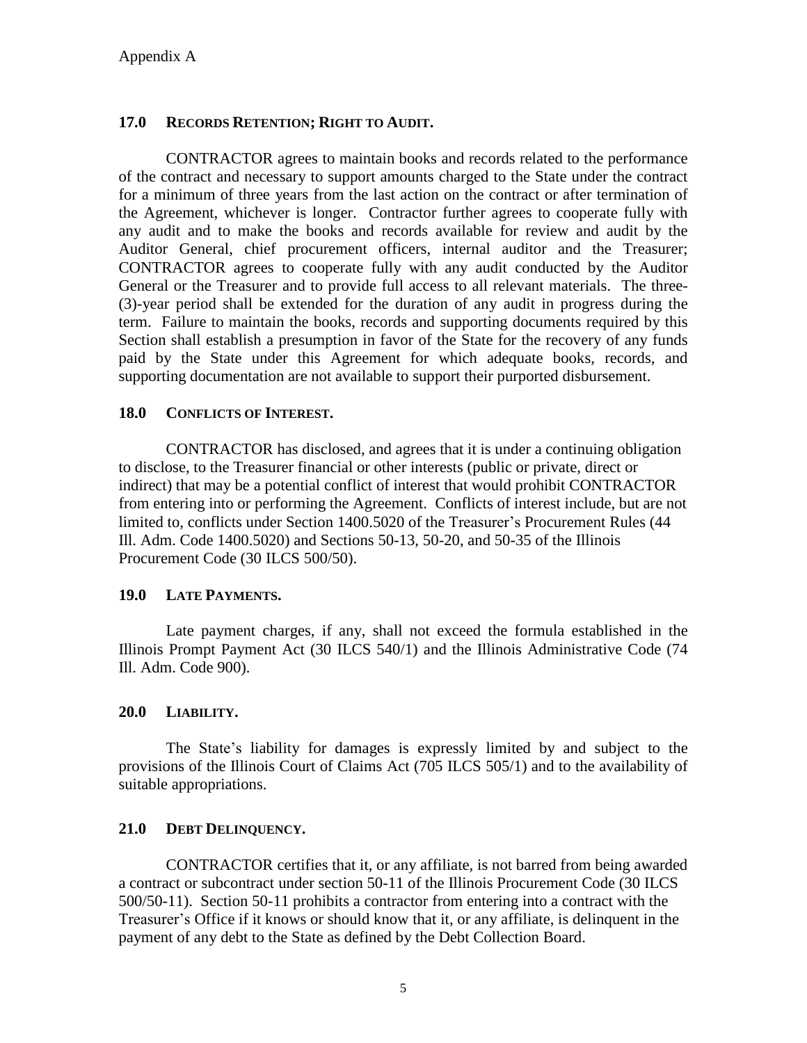Appendix A

### 17.0 RECORDS RETENTION; RIGHT TO AUDIT.

CONTRACTOR agrees to maintain books and records related to the performance of the contract and necessary to support amounts charged to the State under the contract for a minimum of three years from the last action on the contract or after termination of the Agreement, whichever is longer. Contractor further agrees to cooperate fully with any audit and to make the books and records available for review and audit by the Auditor General, chief procurement officers, internal auditor and the Treasurer; CONTRACTOR agrees to cooperate fully with any audit conducted by the Auditor General or the Treasurer and to provide full access to all relevant materials. The three-(3)-year period shall be extended for the duration of any audit in progress during the term. Failure to maintain the books, records and supporting documents required by this Section shall establish a presumption in favor of the State for the recovery of any funds paid by the State under this Agreement for which adequate books, records, and supporting documentation are not available to support their purported disbursement.

### 18.0 CONFLICTS OF INTEREST.

CONTRACTOR has disclosed, and agrees that it is under a continuing obligation to disclose, to the Treasurer financial or other interests (public or private, direct or indirect) that may be a potential conflict of interest that would prohibit CONTRACTOR from entering into or performing the Agreement. Conflicts of interest include, but are not limited to, conflicts under Section 1400.5020 of the Treasurer's Procurement Rules (44 Ill. Adm. Code 1400.5020) and Sections 50-13, 50-20, and 50-35 of the Illinois Procurement Code (30 ILCS 500/50).

### 19.0 LATE PAYMENTS.

Late payment charges, if any, shall not exceed the formula established in the Illinois Prompt Payment Act (30 ILCS 540/1) and the Illinois Administrative Code (74 Ill. Adm. Code 900).

### 20.0 LIABILITY.

The State's liability for damages is expressly limited by and subject to the provisions of the Illinois Court of Claims Act (705 ILCS 505/1) and to the availability of suitable appropriations.

### 21.0 DEBT DELINQUENCY.

CONTRACTOR certifies that it, or any affiliate, is not barred from being awarded a contract or subcontract under section 50-11 of the Illinois Procurement Code (30 ILCS 500/50-11). Section 50-11 prohibits a contractor from entering into a contract with the Treasurer's Office if it knows or should know that it, or any affiliate, is delinquent in the payment of any debt to the State as defined by the Debt Collection Board.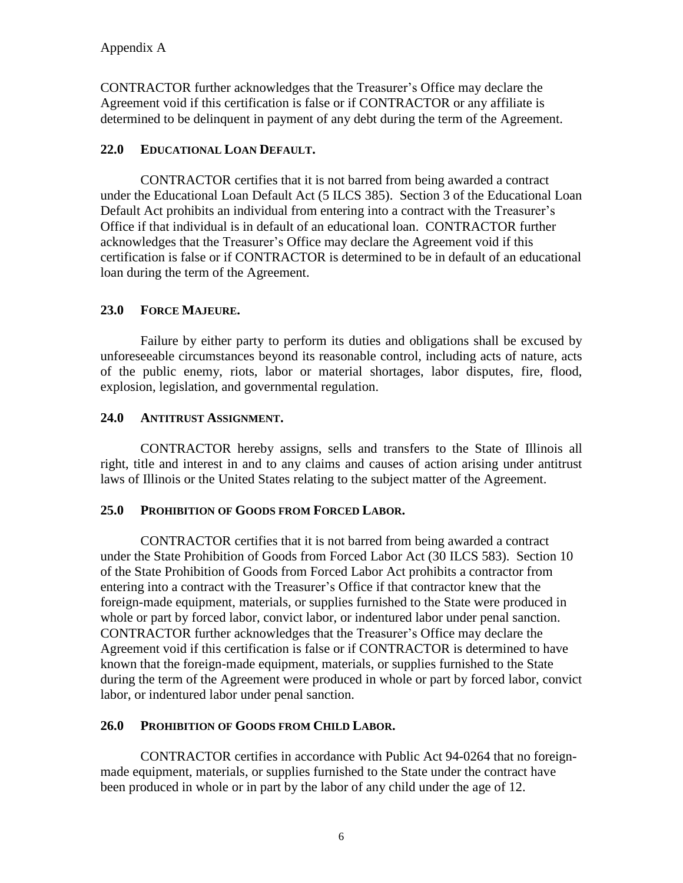Appendix A

CONTRACTOR further acknowledges that the Treasurer's Office may declare the Agreement void if this certification is false or if CONTRACTOR or any affiliate is determined to be delinquent in payment of any debt during the term of the Agreement.

## 22.0 EDUCATIONAL LOAN DEFAULT.

CONTRACTOR certifies that it is not barred from being awarded a contract under the Educational Loan Default Act (5 ILCS 385). Section 3 of the Educational Loan Default Act prohibits an individual from entering into a contract with the Treasurer's Office if that individual is in default of an educational loan. CONTRACTOR further acknowledges that the Treasurer's Office may declare the Agreement void if this certification is false or if CONTRACTOR is determined to be in default of an educational loan during the term of the Agreement.

## 23.0 FORCE MAJEURE.

Failure by either party to perform its duties and obligations shall be excused by unforeseeable circumstances beyond its reasonable control, including acts of nature, acts of the public enemy, riots, labor or material shortages, labor disputes, fire, flood, explosion, legislation, and governmental regulation.

## 24.0 ANTITRUST ASSIGNMENT.

CONTRACTOR hereby assigns, sells and transfers to the State of Illinois all right, title and interest in and to any claims and causes of action arising under antitrust laws of Illinois or the United States relating to the subject matter of the Agreement.

## 25.0 PROHIBITION OF GOODS FROM FORCED LABOR.

CONTRACTOR certifies that it is not barred from being awarded a contract under the State Prohibition of Goods from Forced Labor Act (30 ILCS 583). Section 10 of the State Prohibition of Goods from Forced Labor Act prohibits a contractor from entering into a contract with the Treasurer's Office if that contractor knew that the foreign-made equipment, materials, or supplies furnished to the State were produced in whole or part by forced labor, convict labor, or indentured labor under penal sanction. CONTRACTOR further acknowledges that the Treasurer's Office may declare the Agreement void if this certification is false or if CONTRACTOR is determined to have known that the foreign-made equipment, materials, or supplies furnished to the State during the term of the Agreement were produced in whole or part by forced labor, convict labor, or indentured labor under penal sanction.

## 26.0 PROHIBITION OF GOODS FROM CHILD LABOR.

CONTRACTOR certifies in accordance with Public Act 94-0264 that no foreign-made equipment, materials, or supplies furnished to the State under the contract have been produced in whole or in part by the labor of any child under the age of 12.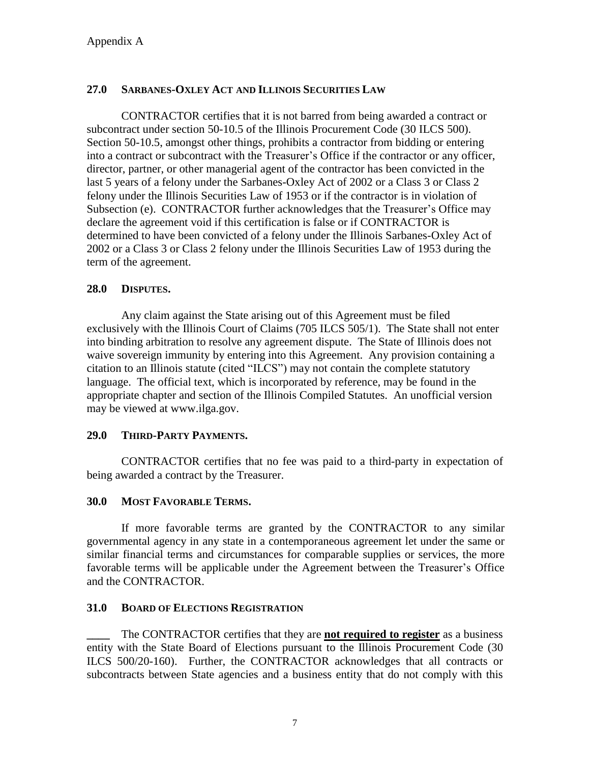Appendix A

### 27.0 SARBANES-OXLEY ACT AND ILLINOIS SECURITIES LAW

CONTRACTOR certifies that it is not barred from being awarded a contract or subcontract under section 50-10.5 of the Illinois Procurement Code (30 ILCS 500). Section 50-10.5, amongst other things, prohibits a contractor from bidding or entering into a contract or subcontract with the Treasurer's Office if the contractor or any officer, director, partner, or other managerial agent of the contractor has been convicted in the last 5 years of a felony under the Sarbanes-Oxley Act of 2002 or a Class 3 or Class 2 felony under the Illinois Securities Law of 1953 or if the contractor is in violation of Subsection (e). CONTRACTOR further acknowledges that the Treasurer's Office may declare the agreement void if this certification is false or if CONTRACTOR is determined to have been convicted of a felony under the Illinois Sarbanes-Oxley Act of 2002 or a Class 3 or Class 2 felony under the Illinois Securities Law of 1953 during the term of the agreement.

### 28.0 DISPUTES.

Any claim against the State arising out of this Agreement must be filed exclusively with the Illinois Court of Claims (705 ILCS 505/1). The State shall not enter into binding arbitration to resolve any agreement dispute. The State of Illinois does not waive sovereign immunity by entering into this Agreement. Any provision containing a citation to an Illinois statute (cited "ILCS") may not contain the complete statutory language. The official text, which is incorporated by reference, may be found in the appropriate chapter and section of the Illinois Compiled Statutes. An unofficial version may be viewed at www.ilga.gov.

### 29.0 THIRD-PARTY PAYMENTS.

CONTRACTOR certifies that no fee was paid to a third-party in expectation of being awarded a contract by the Treasurer.

### 30.0 MOST FAVORABLE TERMS.

If more favorable terms are granted by the CONTRACTOR to any similar governmental agency in any state in a contemporaneous agreement let under the same or similar financial terms and circumstances for comparable supplies or services, the more favorable terms will be applicable under the Agreement between the Treasurer's Office and the CONTRACTOR.

### 31.0 BOARD OF ELECTIONS REGISTRATION

____ The CONTRACTOR certifies that they are **not required to register** as a business entity with the State Board of Elections pursuant to the Illinois Procurement Code (30 ILCS 500/20-160). Further, the CONTRACTOR acknowledges that all contracts or subcontracts between State agencies and a business entity that do not comply with this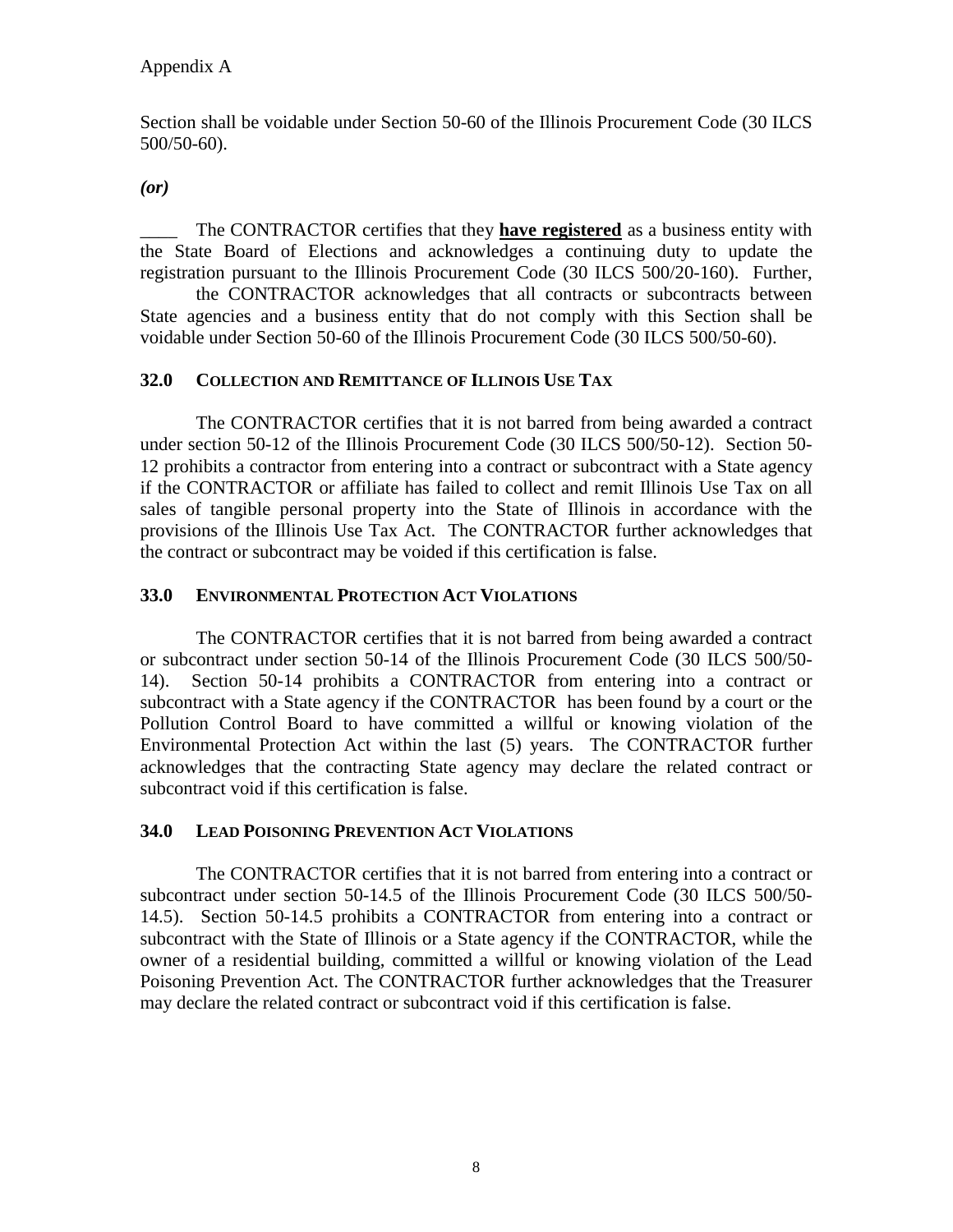Section shall be voidable under Section 50-60 of the Illinois Procurement Code (30 ILCS 500/50-60).

***(or)***

____ The CONTRACTOR certifies that they **have registered** as a business entity with the State Board of Elections and acknowledges a continuing duty to update the registration pursuant to the Illinois Procurement Code (30 ILCS 500/20-160). Further, the CONTRACTOR acknowledges that all contracts or subcontracts between State agencies and a business entity that do not comply with this Section shall be voidable under Section 50-60 of the Illinois Procurement Code (30 ILCS 500/50-60).

### 32.0 COLLECTION AND REMITTANCE OF ILLINOIS USE TAX

The CONTRACTOR certifies that it is not barred from being awarded a contract under section 50-12 of the Illinois Procurement Code (30 ILCS 500/50-12). Section 50-12 prohibits a contractor from entering into a contract or subcontract with a State agency if the CONTRACTOR or affiliate has failed to collect and remit Illinois Use Tax on all sales of tangible personal property into the State of Illinois in accordance with the provisions of the Illinois Use Tax Act. The CONTRACTOR further acknowledges that the contract or subcontract may be voided if this certification is false.

### 33.0 ENVIRONMENTAL PROTECTION ACT VIOLATIONS

The CONTRACTOR certifies that it is not barred from being awarded a contract or subcontract under section 50-14 of the Illinois Procurement Code (30 ILCS 500/50-14). Section 50-14 prohibits a CONTRACTOR from entering into a contract or subcontract with a State agency if the CONTRACTOR has been found by a court or the Pollution Control Board to have committed a willful or knowing violation of the Environmental Protection Act within the last (5) years. The CONTRACTOR further acknowledges that the contracting State agency may declare the related contract or subcontract void if this certification is false.

### 34.0 LEAD POISONING PREVENTION ACT VIOLATIONS

The CONTRACTOR certifies that it is not barred from entering into a contract or subcontract under section 50-14.5 of the Illinois Procurement Code (30 ILCS 500/50-14.5). Section 50-14.5 prohibits a CONTRACTOR from entering into a contract or subcontract with the State of Illinois or a State agency if the CONTRACTOR, while the owner of a residential building, committed a willful or knowing violation of the Lead Poisoning Prevention Act. The CONTRACTOR further acknowledges that the Treasurer may declare the related contract or subcontract void if this certification is false.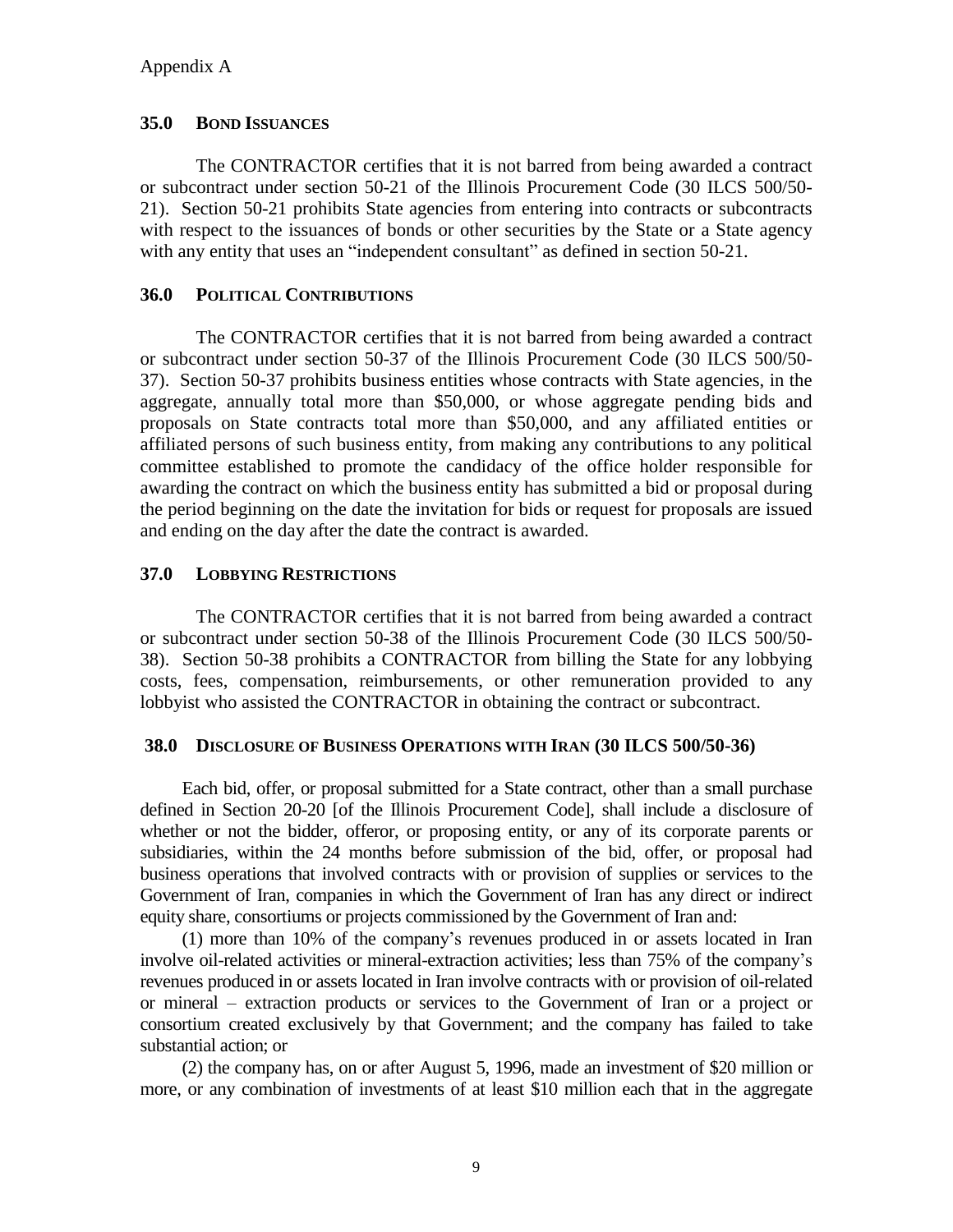Appendix A

### 35.0 Bond Issuances

The CONTRACTOR certifies that it is not barred from being awarded a contract or subcontract under section 50-21 of the Illinois Procurement Code (30 ILCS 500/50-21). Section 50-21 prohibits State agencies from entering into contracts or subcontracts with respect to the issuances of bonds or other securities by the State or a State agency with any entity that uses an "independent consultant" as defined in section 50-21.

### 36.0 Political Contributions

The CONTRACTOR certifies that it is not barred from being awarded a contract or subcontract under section 50-37 of the Illinois Procurement Code (30 ILCS 500/50-37). Section 50-37 prohibits business entities whose contracts with State agencies, in the aggregate, annually total more than $50,000, or whose aggregate pending bids and proposals on State contracts total more than $50,000, and any affiliated entities or affiliated persons of such business entity, from making any contributions to any political committee established to promote the candidacy of the office holder responsible for awarding the contract on which the business entity has submitted a bid or proposal during the period beginning on the date the invitation for bids or request for proposals are issued and ending on the day after the date the contract is awarded.

### 37.0 Lobbying Restrictions

The CONTRACTOR certifies that it is not barred from being awarded a contract or subcontract under section 50-38 of the Illinois Procurement Code (30 ILCS 500/50-38). Section 50-38 prohibits a CONTRACTOR from billing the State for any lobbying costs, fees, compensation, reimbursements, or other remuneration provided to any lobbyist who assisted the CONTRACTOR in obtaining the contract or subcontract.

### 38.0 Disclosure of Business Operations with Iran (30 ILCS 500/50-36)

Each bid, offer, or proposal submitted for a State contract, other than a small purchase defined in Section 20-20 [of the Illinois Procurement Code], shall include a disclosure of whether or not the bidder, offeror, or proposing entity, or any of its corporate parents or subsidiaries, within the 24 months before submission of the bid, offer, or proposal had business operations that involved contracts with or provision of supplies or services to the Government of Iran, companies in which the Government of Iran has any direct or indirect equity share, consortiums or projects commissioned by the Government of Iran and:

(1) more than 10% of the company's revenues produced in or assets located in Iran involve oil-related activities or mineral-extraction activities; less than 75% of the company's revenues produced in or assets located in Iran involve contracts with or provision of oil-related or mineral – extraction products or services to the Government of Iran or a project or consortium created exclusively by that Government; and the company has failed to take substantial action; or

(2) the company has, on or after August 5, 1996, made an investment of $20 million or more, or any combination of investments of at least $10 million each that in the aggregate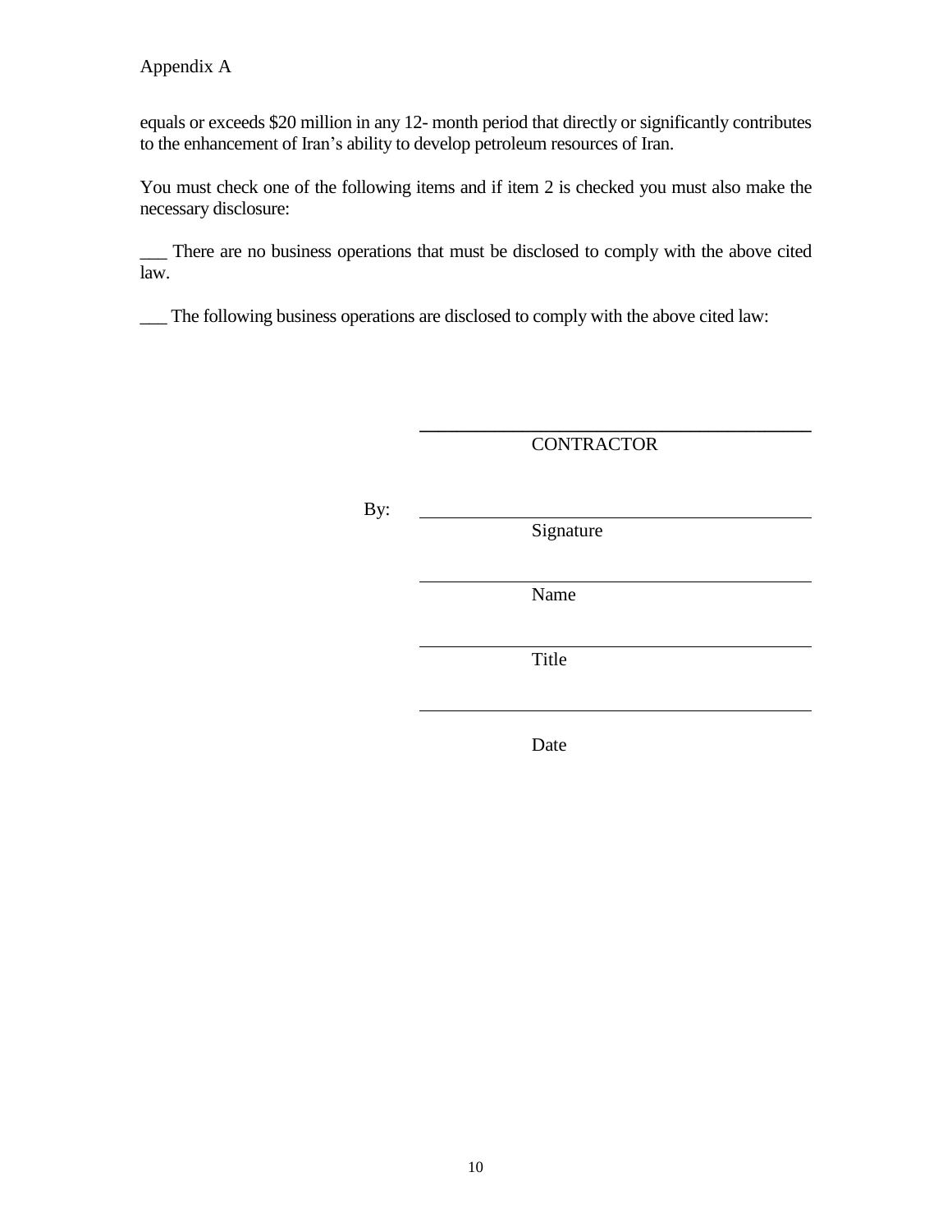Appendix A

equals or exceeds $20 million in any 12- month period that directly or significantly contributes to the enhancement of Iran's ability to develop petroleum resources of Iran.

You must check one of the following items and if item 2 is checked you must also make the necessary disclosure:

___ There are no business operations that must be disclosed to comply with the above cited law.

___ The following business operations are disclosed to comply with the above cited law:

\_\_\_\_\_\_\_\_\_\_\_\_\_\_\_\_\_\_\_\_\_\_\_\_\_\_\_\_\_\_\_\_\_\_\_\_\_\_\_\_
CONTRACTOR

By: \_\_\_\_\_\_\_\_\_\_\_\_\_\_\_\_\_\_\_\_\_\_\_\_\_\_\_\_\_\_\_\_\_\_\_\_\_\_\_\_
Signature

\_\_\_\_\_\_\_\_\_\_\_\_\_\_\_\_\_\_\_\_\_\_\_\_\_\_\_\_\_\_\_\_\_\_\_\_\_\_\_\_
Name

\_\_\_\_\_\_\_\_\_\_\_\_\_\_\_\_\_\_\_\_\_\_\_\_\_\_\_\_\_\_\_\_\_\_\_\_\_\_\_\_
Title

\_\_\_\_\_\_\_\_\_\_\_\_\_\_\_\_\_\_\_\_\_\_\_\_\_\_\_\_\_\_\_\_\_\_\_\_\_\_\_\_
Date